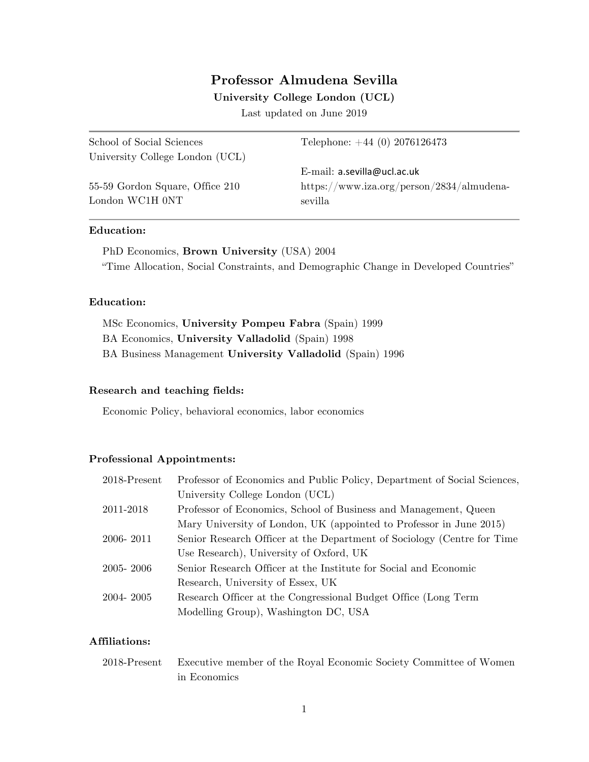# Professor Almudena Sevilla

**University College London (UCL)**

Last updated on June 2019

| | |
|---|---|
| School of Social Sciences<br>University College London (UCL) | Telephone: +44 (0) 2076126473 |
| | E-mail: a.sevilla@ucl.ac.uk |
| 55-59 Gordon Square, Office 210<br>London WC1H 0NT | https://www.iza.org/person/2834/almudena-sevilla |

**Education:**

PhD Economics, **Brown University** (USA) 2004
"Time Allocation, Social Constraints, and Demographic Change in Developed Countries"

**Education:**

MSc Economics, **University Pompeu Fabra** (Spain) 1999
BA Economics, **University Valladolid** (Spain) 1998
BA Business Management **University Valladolid** (Spain) 1996

**Research and teaching fields:**

Economic Policy, behavioral economics, labor economics

**Professional Appointments:**

| | |
|---|---|
| 2018-Present | Professor of Economics and Public Policy, Department of Social Sciences, University College London (UCL) |
| 2011-2018 | Professor of Economics, School of Business and Management, Queen Mary University of London, UK (appointed to Professor in June 2015) |
| 2006- 2011 | Senior Research Officer at the Department of Sociology (Centre for Time Use Research), University of Oxford, UK |
| 2005- 2006 | Senior Research Officer at the Institute for Social and Economic Research, University of Essex, UK |
| 2004- 2005 | Research Officer at the Congressional Budget Office (Long Term Modelling Group), Washington DC, USA |

**Affiliations:**

| | |
|---|---|
| 2018-Present | Executive member of the Royal Economic Society Committee of Women in Economics |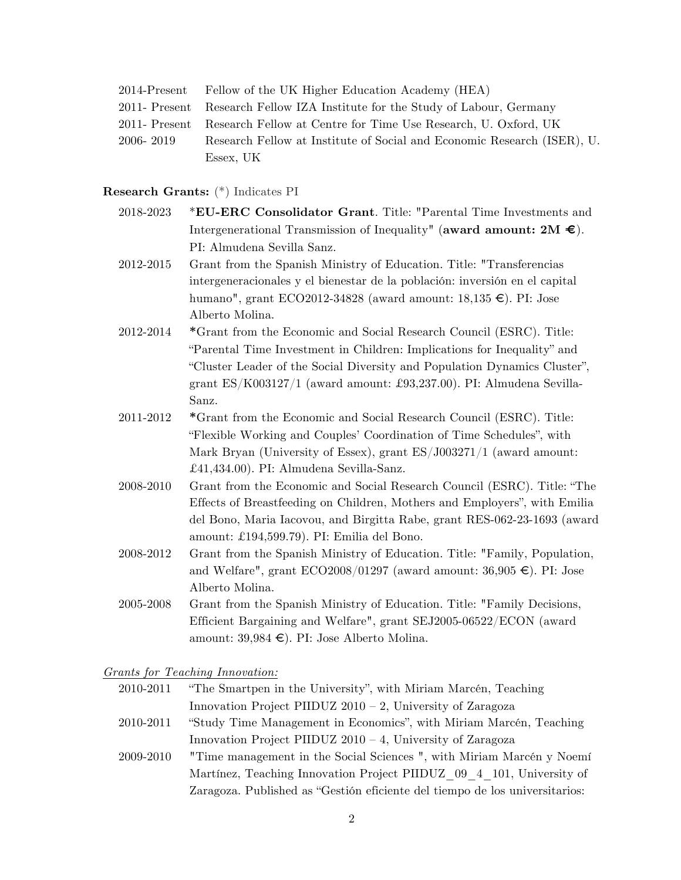2014-Present Fellow of the UK Higher Education Academy (HEA)
2011- Present Research Fellow IZA Institute for the Study of Labour, Germany
2011- Present Research Fellow at Centre for Time Use Research, U. Oxford, UK
2006- 2019 Research Fellow at Institute of Social and Economic Research (ISER), U. Essex, UK

**Research Grants:** (*) Indicates PI

2018-2023 ***EU-ERC Consolidator Grant**. Title: "Parental Time Investments and Intergenerational Transmission of Inequality" (**award amount: 2M €**). PI: Almudena Sevilla Sanz.

2012-2015 Grant from the Spanish Ministry of Education. Title: "Transferencias intergeneracionales y el bienestar de la población: inversión en el capital humano", grant ECO2012-34828 (award amount: 18,135 €). PI: Jose Alberto Molina.

2012-2014 *Grant from the Economic and Social Research Council (ESRC). Title: "Parental Time Investment in Children: Implications for Inequality" and "Cluster Leader of the Social Diversity and Population Dynamics Cluster", grant ES/K003127/1 (award amount: £93,237.00). PI: Almudena Sevilla-Sanz.

2011-2012 *Grant from the Economic and Social Research Council (ESRC). Title: "Flexible Working and Couples' Coordination of Time Schedules", with Mark Bryan (University of Essex), grant ES/J003271/1 (award amount: £41,434.00). PI: Almudena Sevilla-Sanz.

2008-2010 Grant from the Economic and Social Research Council (ESRC). Title: "The Effects of Breastfeeding on Children, Mothers and Employers", with Emilia del Bono, Maria Iacovou, and Birgitta Rabe, grant RES-062-23-1693 (award amount: £194,599.79). PI: Emilia del Bono.

2008-2012 Grant from the Spanish Ministry of Education. Title: "Family, Population, and Welfare", grant ECO2008/01297 (award amount: 36,905 €). PI: Jose Alberto Molina.

2005-2008 Grant from the Spanish Ministry of Education. Title: "Family Decisions, Efficient Bargaining and Welfare", grant SEJ2005-06522/ECON (award amount: 39,984 €). PI: Jose Alberto Molina.

*Grants for Teaching Innovation:*

2010-2011 "The Smartpen in the University", with Miriam Marcén, Teaching Innovation Project PIIDUZ 2010 – 2, University of Zaragoza

2010-2011 "Study Time Management in Economics", with Miriam Marcén, Teaching Innovation Project PIIDUZ 2010 – 4, University of Zaragoza

2009-2010 "Time management in the Social Sciences ", with Miriam Marcén y Noemí Martínez, Teaching Innovation Project PIIDUZ_09_4_101, University of Zaragoza. Published as "Gestión eficiente del tiempo de los universitarios: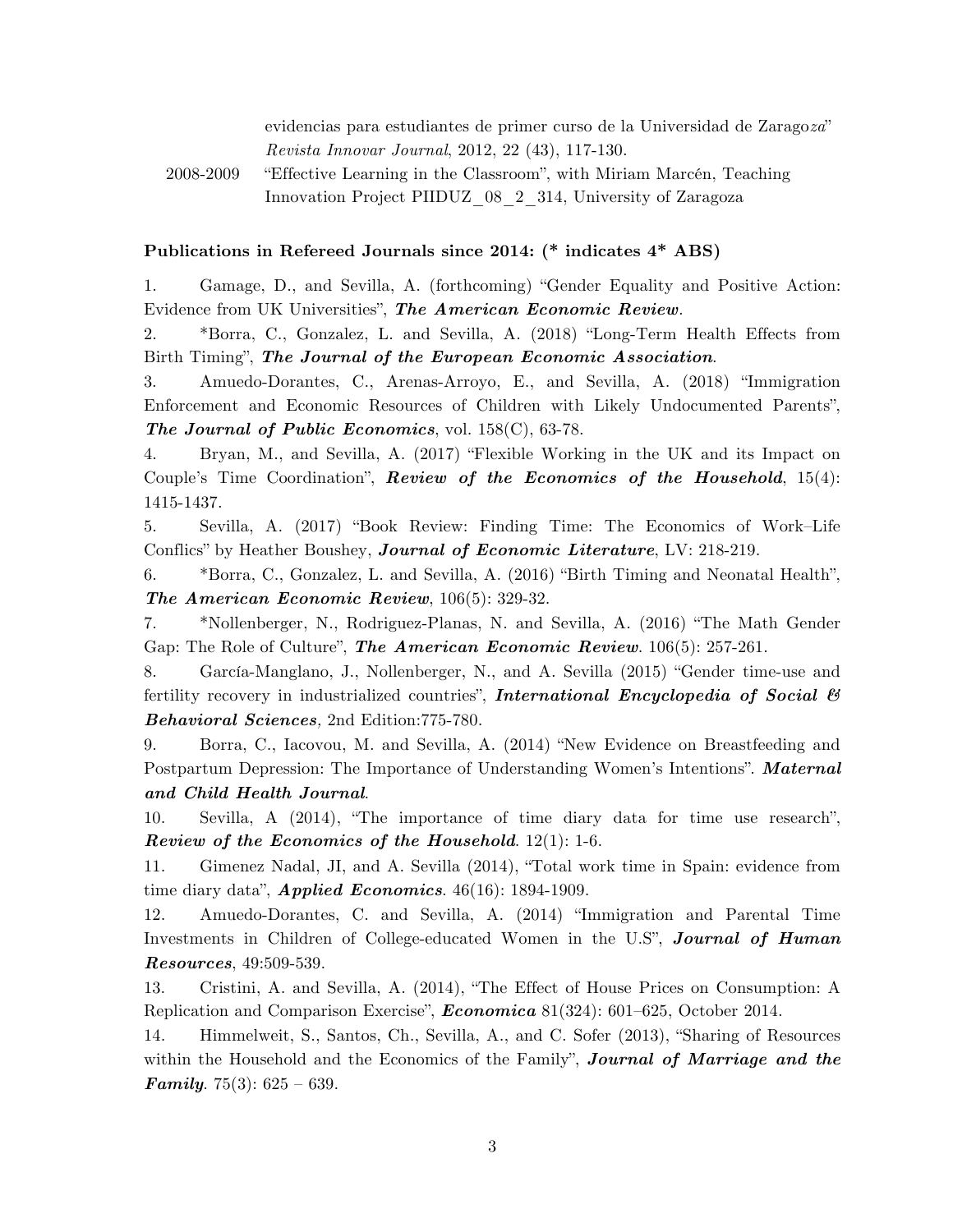evidencias para estudiantes de primer curso de la Universidad de Zarago*za*" *Revista Innovar Journal*, 2012, 22 (43), 117-130.

2008-2009 "Effective Learning in the Classroom", with Miriam Marcén, Teaching Innovation Project PIIDUZ_08_2_314, University of Zaragoza

**Publications in Refereed Journals since 2014: (* indicates 4* ABS)**

1. Gamage, D., and Sevilla, A. (forthcoming) "Gender Equality and Positive Action: Evidence from UK Universities", ***The American Economic Review***.

2. *Borra, C., Gonzalez, L. and Sevilla, A. (2018) "Long-Term Health Effects from Birth Timing", ***The Journal of the European Economic Association***.

3. Amuedo-Dorantes, C., Arenas-Arroyo, E., and Sevilla, A. (2018) "Immigration Enforcement and Economic Resources of Children with Likely Undocumented Parents", ***The Journal of Public Economics***, vol. 158(C), 63-78.

4. Bryan, M., and Sevilla, A. (2017) "Flexible Working in the UK and its Impact on Couple's Time Coordination", ***Review of the Economics of the Household***, 15(4): 1415-1437.

5. Sevilla, A. (2017) "Book Review: Finding Time: The Economics of Work–Life Conflics" by Heather Boushey, ***Journal of Economic Literature***, LV: 218-219.

6. *Borra, C., Gonzalez, L. and Sevilla, A. (2016) "Birth Timing and Neonatal Health", ***The American Economic Review***, 106(5): 329-32.

7. *Nollenberger, N., Rodriguez-Planas, N. and Sevilla, A. (2016) "The Math Gender Gap: The Role of Culture", ***The American Economic Review***. 106(5): 257-261.

8. García-Manglano, J., Nollenberger, N., and A. Sevilla (2015) "Gender time-use and fertility recovery in industrialized countries", ***International Encyclopedia of Social & Behavioral Sciences***, 2nd Edition:775-780.

9. Borra, C., Iacovou, M. and Sevilla, A. (2014) "New Evidence on Breastfeeding and Postpartum Depression: The Importance of Understanding Women's Intentions". ***Maternal and Child Health Journal***.

10. Sevilla, A (2014), "The importance of time diary data for time use research", ***Review of the Economics of the Household***. 12(1): 1-6.

11. Gimenez Nadal, JI, and A. Sevilla (2014), "Total work time in Spain: evidence from time diary data", ***Applied Economics***. 46(16): 1894-1909.

12. Amuedo-Dorantes, C. and Sevilla, A. (2014) "Immigration and Parental Time Investments in Children of College-educated Women in the U.S", ***Journal of Human Resources***, 49:509-539.

13. Cristini, A. and Sevilla, A. (2014), "The Effect of House Prices on Consumption: A Replication and Comparison Exercise", ***Economica*** 81(324): 601–625, October 2014.

14. Himmelweit, S., Santos, Ch., Sevilla, A., and C. Sofer (2013), "Sharing of Resources within the Household and the Economics of the Family", ***Journal of Marriage and the Family***. 75(3): 625 – 639.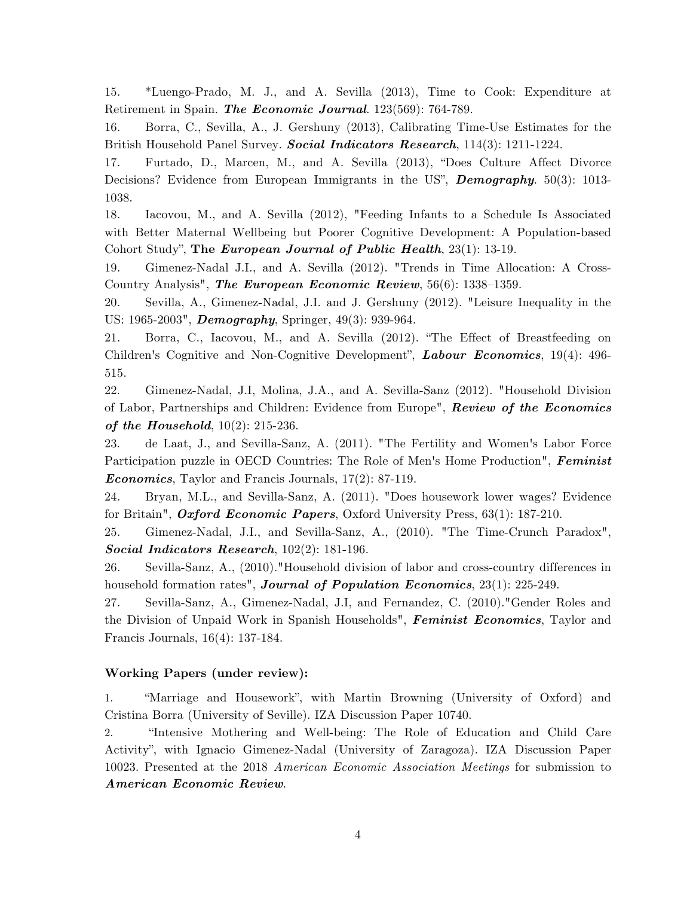15. *Luengo-Prado, M. J., and A. Sevilla (2013), Time to Cook: Expenditure at Retirement in Spain. ***The Economic Journal***. 123(569): 764-789.

16. Borra, C., Sevilla, A., J. Gershuny (2013), Calibrating Time-Use Estimates for the British Household Panel Survey. ***Social Indicators Research***, 114(3): 1211-1224.

17. Furtado, D., Marcen, M., and A. Sevilla (2013), "Does Culture Affect Divorce Decisions? Evidence from European Immigrants in the US", ***Demography***. 50(3): 1013-1038.

18. Iacovou, M., and A. Sevilla (2012), "Feeding Infants to a Schedule Is Associated with Better Maternal Wellbeing but Poorer Cognitive Development: A Population-based Cohort Study", **The *European Journal of Public Health***, 23(1): 13-19.

19. Gimenez-Nadal J.I., and A. Sevilla (2012). "Trends in Time Allocation: A Cross-Country Analysis", ***The European Economic Review***, 56(6): 1338–1359.

20. Sevilla, A., Gimenez-Nadal, J.I. and J. Gershuny (2012). "Leisure Inequality in the US: 1965-2003", ***Demography***, Springer, 49(3): 939-964.

21. Borra, C., Iacovou, M., and A. Sevilla (2012). "The Effect of Breastfeeding on Children's Cognitive and Non-Cognitive Development", ***Labour Economics***, 19(4): 496-515.

22. Gimenez-Nadal, J.I, Molina, J.A., and A. Sevilla-Sanz (2012). "Household Division of Labor, Partnerships and Children: Evidence from Europe", ***Review of the Economics of the Household***, 10(2): 215-236.

23. de Laat, J., and Sevilla-Sanz, A. (2011). "The Fertility and Women's Labor Force Participation puzzle in OECD Countries: The Role of Men's Home Production", ***Feminist Economics***, Taylor and Francis Journals, 17(2): 87-119.

24. Bryan, M.L., and Sevilla-Sanz, A. (2011). "Does housework lower wages? Evidence for Britain", ***Oxford Economic Papers***, Oxford University Press, 63(1): 187-210.

25. Gimenez-Nadal, J.I., and Sevilla-Sanz, A., (2010). "The Time-Crunch Paradox", ***Social Indicators Research***, 102(2): 181-196.

26. Sevilla-Sanz, A., (2010)."Household division of labor and cross-country differences in household formation rates", ***Journal of Population Economics***, 23(1): 225-249.

27. Sevilla-Sanz, A., Gimenez-Nadal, J.I, and Fernandez, C. (2010)."Gender Roles and the Division of Unpaid Work in Spanish Households", ***Feminist Economics***, Taylor and Francis Journals, 16(4): 137-184.

**Working Papers (under review):**

1. "Marriage and Housework", with Martin Browning (University of Oxford) and Cristina Borra (University of Seville). IZA Discussion Paper 10740.

2. "Intensive Mothering and Well-being: The Role of Education and Child Care Activity", with Ignacio Gimenez-Nadal (University of Zaragoza). IZA Discussion Paper 10023. Presented at the 2018 *American Economic Association Meetings* for submission to ***American Economic Review***.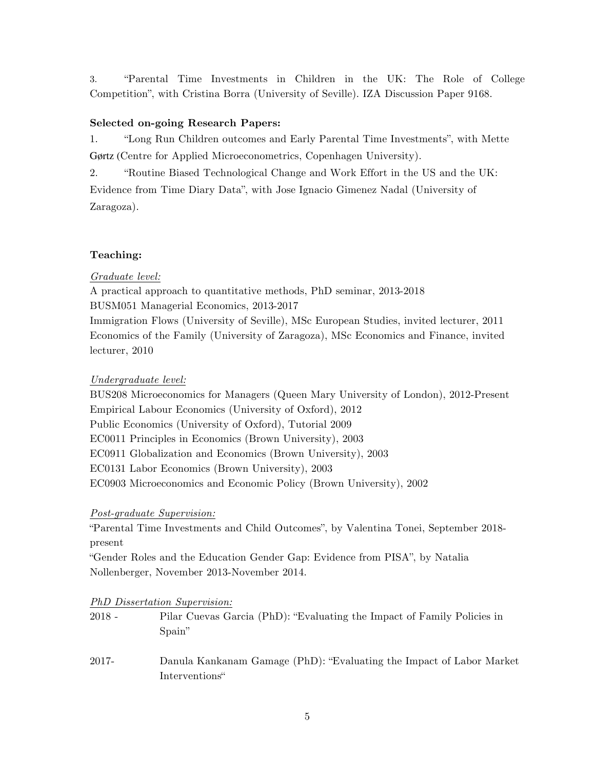3. "Parental Time Investments in Children in the UK: The Role of College Competition", with Cristina Borra (University of Seville). IZA Discussion Paper 9168.

**Selected on-going Research Papers:**

1. "Long Run Children outcomes and Early Parental Time Investments", with Mette Gørtz (Centre for Applied Microeconometrics, Copenhagen University).
2. "Routine Biased Technological Change and Work Effort in the US and the UK: Evidence from Time Diary Data", with Jose Ignacio Gimenez Nadal (University of Zaragoza).

**Teaching:**

*Graduate level:*

A practical approach to quantitative methods, PhD seminar, 2013-2018
BUSM051 Managerial Economics, 2013-2017
Immigration Flows (University of Seville), MSc European Studies, invited lecturer, 2011
Economics of the Family (University of Zaragoza), MSc Economics and Finance, invited lecturer, 2010

*Undergraduate level:*

BUS208 Microeconomics for Managers (Queen Mary University of London), 2012-Present
Empirical Labour Economics (University of Oxford), 2012
Public Economics (University of Oxford), Tutorial 2009
EC0011 Principles in Economics (Brown University), 2003
EC0911 Globalization and Economics (Brown University), 2003
EC0131 Labor Economics (Brown University), 2003
EC0903 Microeconomics and Economic Policy (Brown University), 2002

*Post-graduate Supervision:*

"Parental Time Investments and Child Outcomes", by Valentina Tonei, September 2018-present
"Gender Roles and the Education Gender Gap: Evidence from PISA", by Natalia Nollenberger, November 2013-November 2014.

*PhD Dissertation Supervision:*

2018 - Pilar Cuevas Garcia (PhD): "Evaluating the Impact of Family Policies in Spain"

2017- Danula Kankanam Gamage (PhD): "Evaluating the Impact of Labor Market Interventions"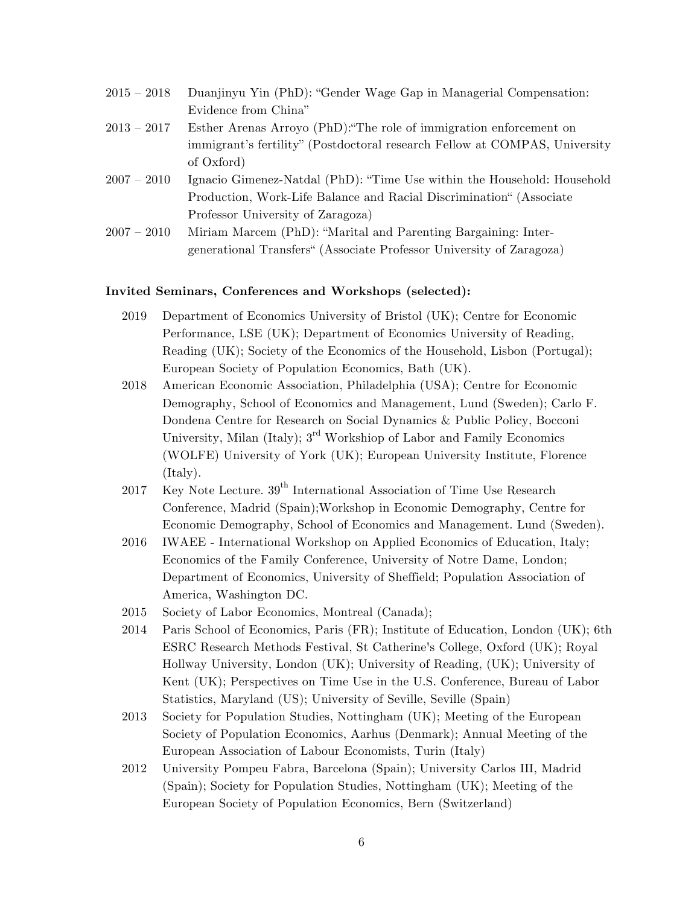2015 – 2018 Duanjinyu Yin (PhD): "Gender Wage Gap in Managerial Compensation: Evidence from China"

2013 – 2017 Esther Arenas Arroyo (PhD):"The role of immigration enforcement on immigrant's fertility" (Postdoctoral research Fellow at COMPAS, University of Oxford)

2007 – 2010 Ignacio Gimenez-Natdal (PhD): "Time Use within the Household: Household Production, Work-Life Balance and Racial Discrimination" (Associate Professor University of Zaragoza)

2007 – 2010 Miriam Marcem (PhD): "Marital and Parenting Bargaining: Inter-generational Transfers" (Associate Professor University of Zaragoza)

**Invited Seminars, Conferences and Workshops (selected):**

- 2019 Department of Economics University of Bristol (UK); Centre for Economic Performance, LSE (UK); Department of Economics University of Reading, Reading (UK); Society of the Economics of the Household, Lisbon (Portugal); European Society of Population Economics, Bath (UK).
- 2018 American Economic Association, Philadelphia (USA); Centre for Economic Demography, School of Economics and Management, Lund (Sweden); Carlo F. Dondena Centre for Research on Social Dynamics & Public Policy, Bocconi University, Milan (Italy); 3rd Workshiop of Labor and Family Economics (WOLFE) University of York (UK); European University Institute, Florence (Italy).
- 2017 Key Note Lecture. 39th International Association of Time Use Research Conference, Madrid (Spain);Workshop in Economic Demography, Centre for Economic Demography, School of Economics and Management. Lund (Sweden).
- 2016 IWAEE - International Workshop on Applied Economics of Education, Italy; Economics of the Family Conference, University of Notre Dame, London; Department of Economics, University of Sheffield; Population Association of America, Washington DC.
- 2015 Society of Labor Economics, Montreal (Canada);
- 2014 Paris School of Economics, Paris (FR); Institute of Education, London (UK); 6th ESRC Research Methods Festival, St Catherine's College, Oxford (UK); Royal Hollway University, London (UK); University of Reading, (UK); University of Kent (UK); Perspectives on Time Use in the U.S. Conference, Bureau of Labor Statistics, Maryland (US); University of Seville, Seville (Spain)
- 2013 Society for Population Studies, Nottingham (UK); Meeting of the European Society of Population Economics, Aarhus (Denmark); Annual Meeting of the European Association of Labour Economists, Turin (Italy)
- 2012 University Pompeu Fabra, Barcelona (Spain); University Carlos III, Madrid (Spain); Society for Population Studies, Nottingham (UK); Meeting of the European Society of Population Economics, Bern (Switzerland)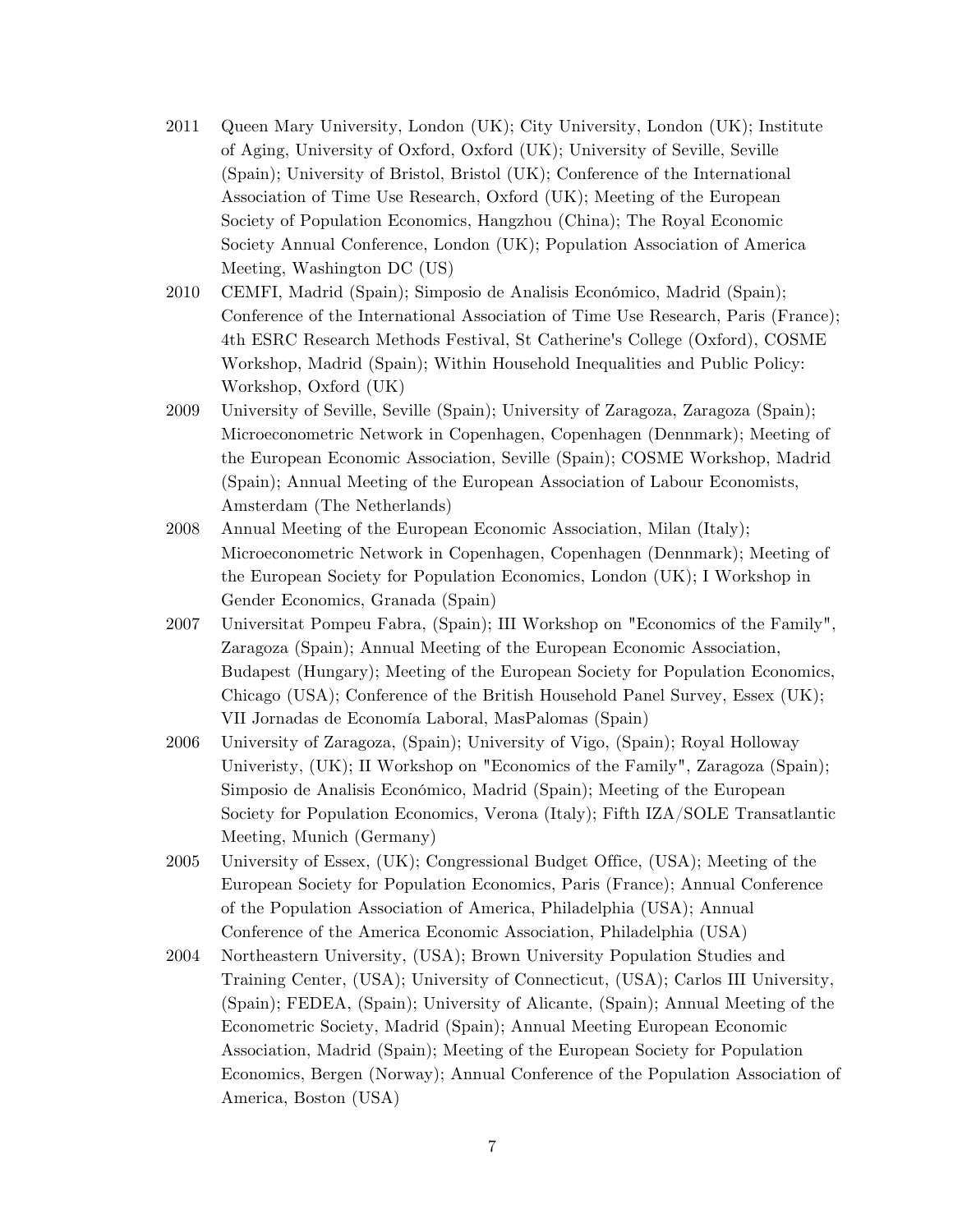2011 Queen Mary University, London (UK); City University, London (UK); Institute of Aging, University of Oxford, Oxford (UK); University of Seville, Seville (Spain); University of Bristol, Bristol (UK); Conference of the International Association of Time Use Research, Oxford (UK); Meeting of the European Society of Population Economics, Hangzhou (China); The Royal Economic Society Annual Conference, London (UK); Population Association of America Meeting, Washington DC (US)

2010 CEMFI, Madrid (Spain); Simposio de Analisis Económico, Madrid (Spain); Conference of the International Association of Time Use Research, Paris (France); 4th ESRC Research Methods Festival, St Catherine's College (Oxford), COSME Workshop, Madrid (Spain); Within Household Inequalities and Public Policy: Workshop, Oxford (UK)

2009 University of Seville, Seville (Spain); University of Zaragoza, Zaragoza (Spain); Microeconometric Network in Copenhagen, Copenhagen (Dennmark); Meeting of the European Economic Association, Seville (Spain); COSME Workshop, Madrid (Spain); Annual Meeting of the European Association of Labour Economists, Amsterdam (The Netherlands)

2008 Annual Meeting of the European Economic Association, Milan (Italy); Microeconometric Network in Copenhagen, Copenhagen (Dennmark); Meeting of the European Society for Population Economics, London (UK); I Workshop in Gender Economics, Granada (Spain)

2007 Universitat Pompeu Fabra, (Spain); III Workshop on "Economics of the Family", Zaragoza (Spain); Annual Meeting of the European Economic Association, Budapest (Hungary); Meeting of the European Society for Population Economics, Chicago (USA); Conference of the British Household Panel Survey, Essex (UK); VII Jornadas de Economía Laboral, MasPalomas (Spain)

2006 University of Zaragoza, (Spain); University of Vigo, (Spain); Royal Holloway Univeristy, (UK); II Workshop on "Economics of the Family", Zaragoza (Spain); Simposio de Analisis Económico, Madrid (Spain); Meeting of the European Society for Population Economics, Verona (Italy); Fifth IZA/SOLE Transatlantic Meeting, Munich (Germany)

2005 University of Essex, (UK); Congressional Budget Office, (USA); Meeting of the European Society for Population Economics, Paris (France); Annual Conference of the Population Association of America, Philadelphia (USA); Annual Conference of the America Economic Association, Philadelphia (USA)

2004 Northeastern University, (USA); Brown University Population Studies and Training Center, (USA); University of Connecticut, (USA); Carlos III University, (Spain); FEDEA, (Spain); University of Alicante, (Spain); Annual Meeting of the Econometric Society, Madrid (Spain); Annual Meeting European Economic Association, Madrid (Spain); Meeting of the European Society for Population Economics, Bergen (Norway); Annual Conference of the Population Association of America, Boston (USA)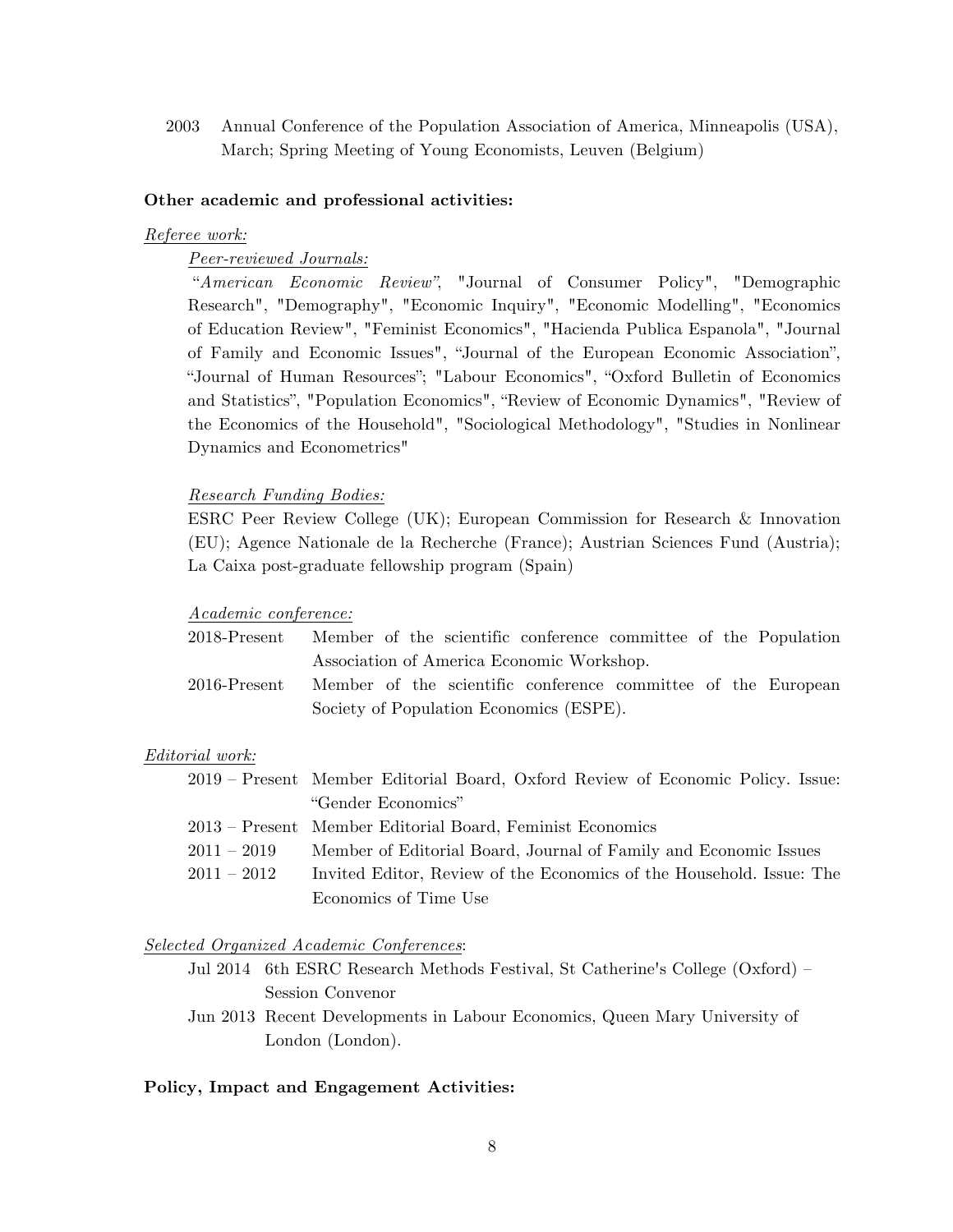2003 Annual Conference of the Population Association of America, Minneapolis (USA), March; Spring Meeting of Young Economists, Leuven (Belgium)

**Other academic and professional activities:**

<u>*Referee work:*</u>

<u>*Peer-reviewed Journals:*</u>

"*American Economic Review*", "Journal of Consumer Policy", "Demographic Research", "Demography", "Economic Inquiry", "Economic Modelling", "Economics of Education Review", "Feminist Economics", "Hacienda Publica Espanola", "Journal of Family and Economic Issues", "Journal of the European Economic Association", "Journal of Human Resources"; "Labour Economics", "Oxford Bulletin of Economics and Statistics", "Population Economics", "Review of Economic Dynamics", "Review of the Economics of the Household", "Sociological Methodology", "Studies in Nonlinear Dynamics and Econometrics"

<u>*Research Funding Bodies:*</u>

ESRC Peer Review College (UK); European Commission for Research & Innovation (EU); Agence Nationale de la Recherche (France); Austrian Sciences Fund (Austria); La Caixa post-graduate fellowship program (Spain)

<u>*Academic conference:*</u>

2018-Present Member of the scientific conference committee of the Population Association of America Economic Workshop.

2016-Present Member of the scientific conference committee of the European Society of Population Economics (ESPE).

<u>*Editorial work:*</u>

2019 – Present Member Editorial Board, Oxford Review of Economic Policy. Issue: "Gender Economics"

2013 – Present Member Editorial Board, Feminist Economics

2011 – 2019 Member of Editorial Board, Journal of Family and Economic Issues

2011 – 2012 Invited Editor, Review of the Economics of the Household. Issue: The Economics of Time Use

<u>*Selected Organized Academic Conferences*</u>:

Jul 2014 6th ESRC Research Methods Festival, St Catherine's College (Oxford) – Session Convenor

Jun 2013 Recent Developments in Labour Economics, Queen Mary University of London (London).

**Policy, Impact and Engagement Activities:**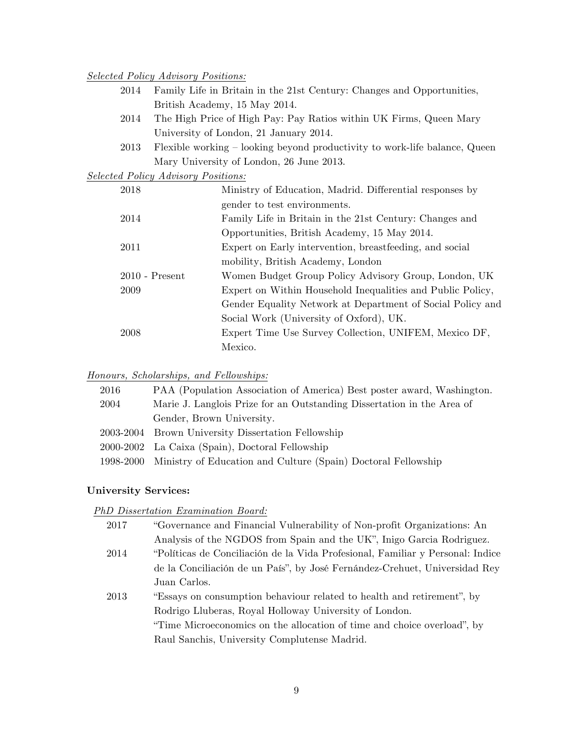*Selected Policy Advisory Positions:*

| | |
|---|---|
| 2014 | Family Life in Britain in the 21st Century: Changes and Opportunities, British Academy, 15 May 2014. |
| 2014 | The High Price of High Pay: Pay Ratios within UK Firms, Queen Mary University of London, 21 January 2014. |
| 2013 | Flexible working – looking beyond productivity to work-life balance, Queen Mary University of London, 26 June 2013. |

*Selected Policy Advisory Positions:*

| | |
|---|---|
| 2018 | Ministry of Education, Madrid. Differential responses by gender to test environments. |
| 2014 | Family Life in Britain in the 21st Century: Changes and Opportunities, British Academy, 15 May 2014. |
| 2011 | Expert on Early intervention, breastfeeding, and social mobility, British Academy, London |
| 2010 - Present | Women Budget Group Policy Advisory Group, London, UK |
| 2009 | Expert on Within Household Inequalities and Public Policy, Gender Equality Network at Department of Social Policy and Social Work (University of Oxford), UK. |
| 2008 | Expert Time Use Survey Collection, UNIFEM, Mexico DF, Mexico. |

*Honours, Scholarships, and Fellowships:*

| | |
|---|---|
| 2016 | PAA (Population Association of America) Best poster award, Washington. |
| 2004 | Marie J. Langlois Prize for an Outstanding Dissertation in the Area of Gender, Brown University. |
| 2003-2004 | Brown University Dissertation Fellowship |
| 2000-2002 | La Caixa (Spain), Doctoral Fellowship |
| 1998-2000 | Ministry of Education and Culture (Spain) Doctoral Fellowship |

**University Services:**

*PhD Dissertation Examination Board:*

| | |
|---|---|
| 2017 | "Governance and Financial Vulnerability of Non-profit Organizations: An Analysis of the NGDOS from Spain and the UK", Inigo Garcia Rodriguez. |
| 2014 | "Políticas de Conciliación de la Vida Profesional, Familiar y Personal: Indice de la Conciliación de un País", by José Fernández-Crehuet, Universidad Rey Juan Carlos. |
| 2013 | "Essays on consumption behaviour related to health and retirement", by Rodrigo Lluberas, Royal Holloway University of London. |
| | "Time Microeconomics on the allocation of time and choice overload", by Raul Sanchis, University Complutense Madrid. |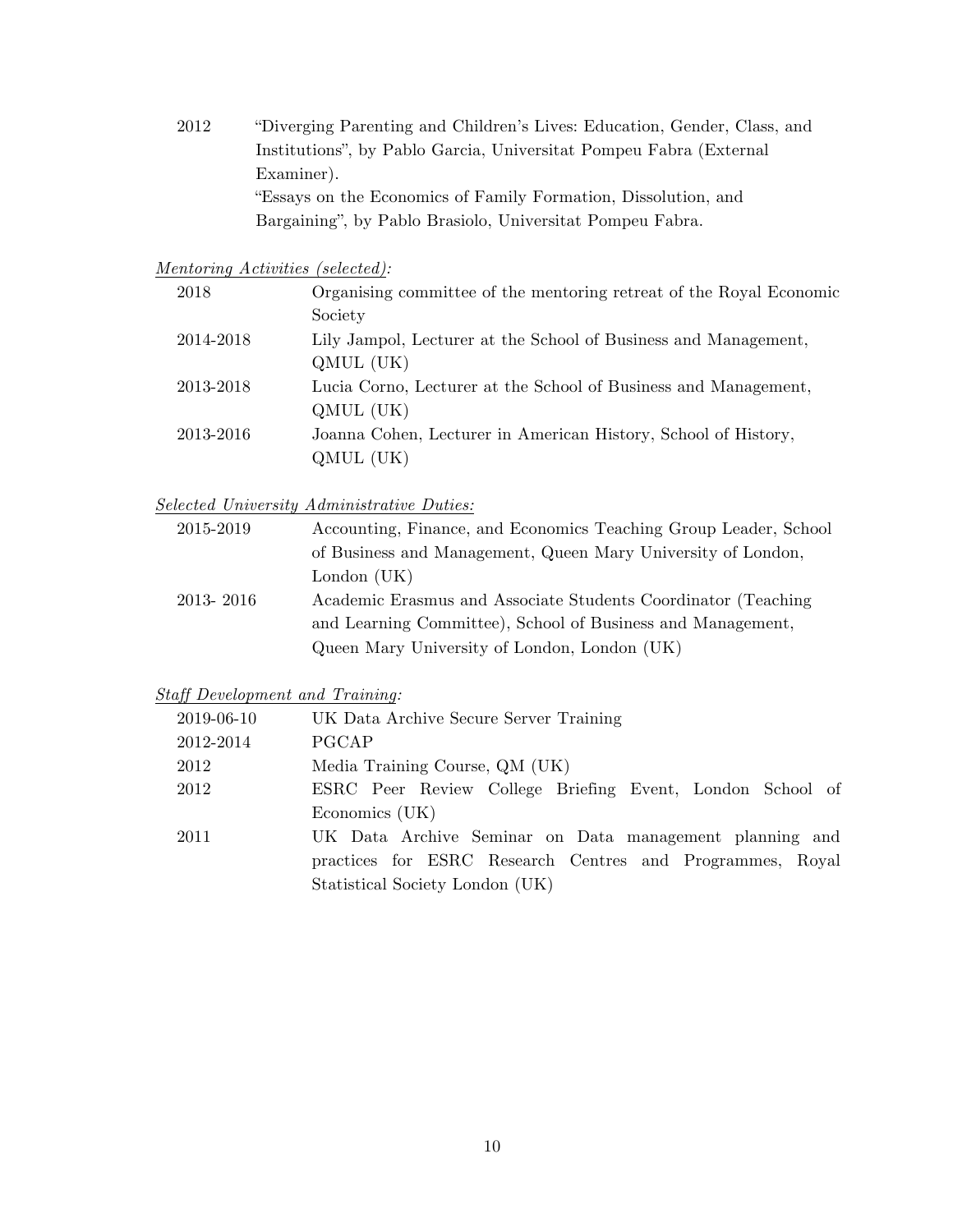| | |
|---|---|
| 2012 | "Diverging Parenting and Children's Lives: Education, Gender, Class, and Institutions", by Pablo Garcia, Universitat Pompeu Fabra (External Examiner). "Essays on the Economics of Family Formation, Dissolution, and Bargaining", by Pablo Brasiolo, Universitat Pompeu Fabra. |

*Mentoring Activities (selected):*

| | |
|---|---|
| 2018 | Organising committee of the mentoring retreat of the Royal Economic Society |
| 2014-2018 | Lily Jampol, Lecturer at the School of Business and Management, QMUL (UK) |
| 2013-2018 | Lucia Corno, Lecturer at the School of Business and Management, QMUL (UK) |
| 2013-2016 | Joanna Cohen, Lecturer in American History, School of History, QMUL (UK) |

*Selected University Administrative Duties:*

| | |
|---|---|
| 2015-2019 | Accounting, Finance, and Economics Teaching Group Leader, School of Business and Management, Queen Mary University of London, London (UK) |
| 2013- 2016 | Academic Erasmus and Associate Students Coordinator (Teaching and Learning Committee), School of Business and Management, Queen Mary University of London, London (UK) |

*Staff Development and Training:*

| | |
|---|---|
| 2019-06-10 | UK Data Archive Secure Server Training |
| 2012-2014 | PGCAP |
| 2012 | Media Training Course, QM (UK) |
| 2012 | ESRC Peer Review College Briefing Event, London School of Economics (UK) |
| 2011 | UK Data Archive Seminar on Data management planning and practices for ESRC Research Centres and Programmes, Royal Statistical Society London (UK) |